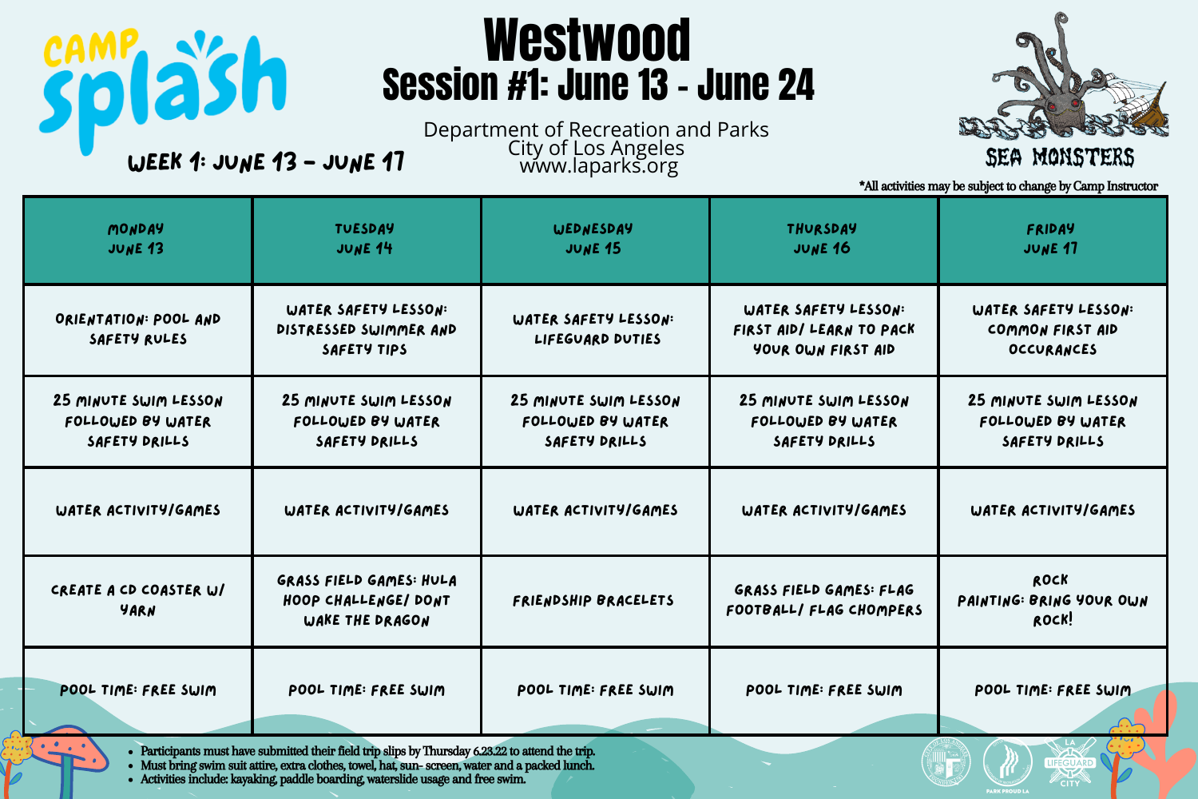CAMP splash

# Westwood

## Session #1: June 13 - June 24

WEEK 1: JUNE 13 - JUNE 17

Department of Recreation and Parks
City of Los Angeles
www.laparks.org

SEA MONSTERS

*All activities may be subject to change by Camp Instructor

| MONDAY JUNE 13 | TUESDAY JUNE 14 | WEDNESDAY JUNE 15 | THURSDAY JUNE 16 | FRIDAY JUNE 17 |
|---|---|---|---|---|
| ORIENTATION: POOL AND SAFETY RULES | WATER SAFETY LESSON: DISTRESSED SWIMMER AND SAFETY TIPS | WATER SAFETY LESSON: LIFEGUARD DUTIES | WATER SAFETY LESSON: FIRST AID/ LEARN TO PACK YOUR OWN FIRST AID | WATER SAFETY LESSON: COMMON FIRST AID OCCURANCES |
| 25 MINUTE SWIM LESSON FOLLOWED BY WATER SAFETY DRILLS | 25 MINUTE SWIM LESSON FOLLOWED BY WATER SAFETY DRILLS | 25 MINUTE SWIM LESSON FOLLOWED BY WATER SAFETY DRILLS | 25 MINUTE SWIM LESSON FOLLOWED BY WATER SAFETY DRILLS | 25 MINUTE SWIM LESSON FOLLOWED BY WATER SAFETY DRILLS |
| WATER ACTIVITY/GAMES | WATER ACTIVITY/GAMES | WATER ACTIVITY/GAMES | WATER ACTIVITY/GAMES | WATER ACTIVITY/GAMES |
| CREATE A CD COASTER W/ YARN | GRASS FIELD GAMES: HULA HOOP CHALLENGE/ DONT WAKE THE DRAGON | FRIENDSHIP BRACELETS | GRASS FIELD GAMES: FLAG FOOTBALL/ FLAG CHOMPERS | ROCK PAINTING: BRING YOUR OWN ROCK! |
| POOL TIME: FREE SWIM | POOL TIME: FREE SWIM | POOL TIME: FREE SWIM | POOL TIME: FREE SWIM | POOL TIME: FREE SWIM |

- Participants must have submitted their field trip slips by Thursday 6.23.22 to attend the trip.
- Must bring swim suit attire, extra clothes, towel, hat, sun- screen, water and a packed lunch.
- Activities include: kayaking, paddle boarding, waterslide usage and free swim.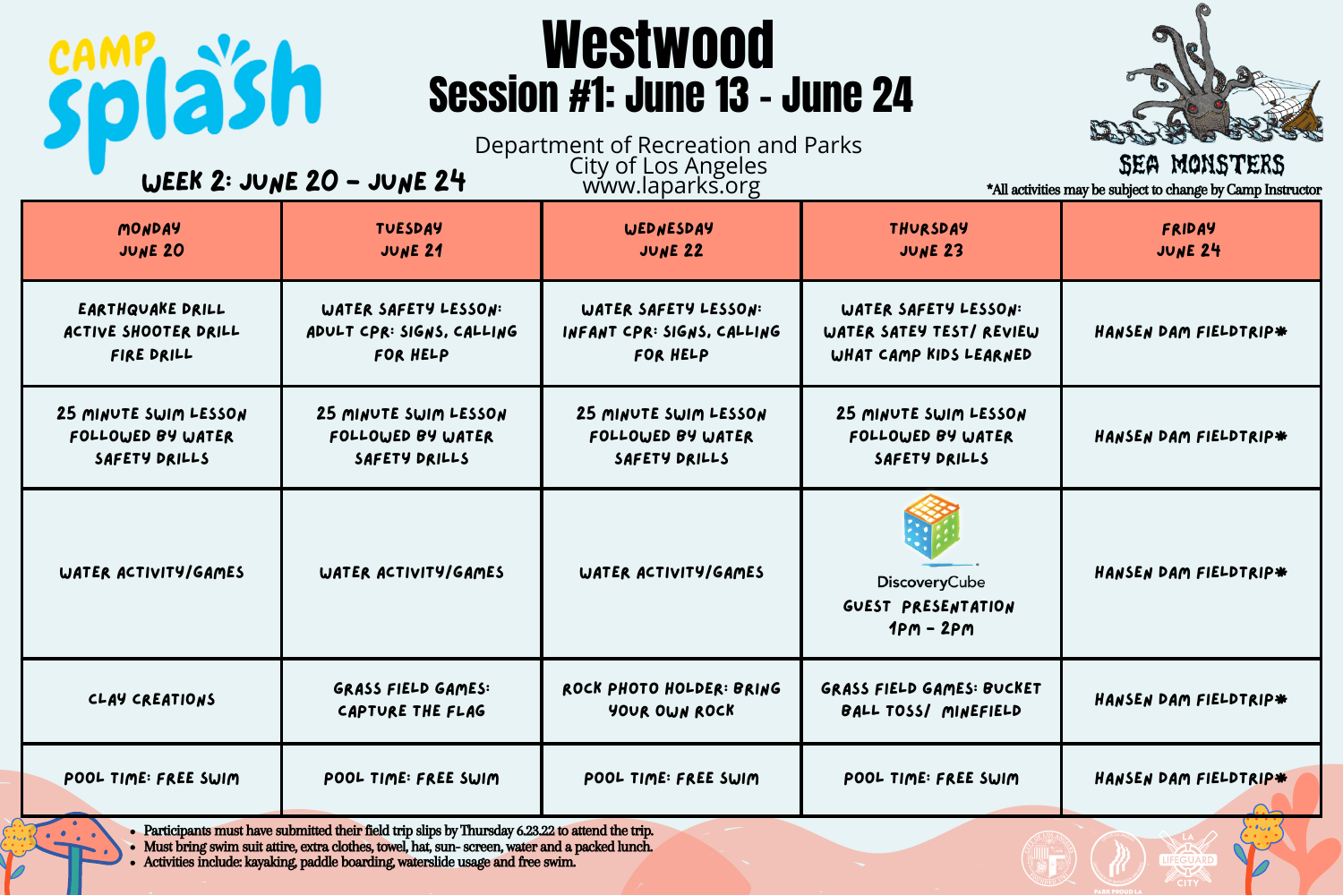# Camp Splash

# Westwood

## Session #1: June 13 - June 24

Department of Recreation and Parks
City of Los Angeles
www.laparks.org

### Week 2: June 20 – June 24

**Sea Monsters**

*All activities may be subject to change by Camp Instructor

| Monday June 20 | Tuesday June 21 | Wednesday June 22 | Thursday June 23 | Friday June 24 |
|---|---|---|---|---|
| Earthquake Drill Active Shooter Drill Fire Drill | Water Safety Lesson: Adult CPR: Signs, Calling for Help | Water Safety Lesson: Infant CPR: Signs, Calling for Help | Water Safety Lesson: Water Satey Test/ Review What Camp Kids Learned | Hansen Dam Fieldtrip* |
| 25 Minute Swim Lesson Followed by Water Safety Drills | 25 Minute Swim Lesson Followed by Water Safety Drills | 25 Minute Swim Lesson Followed by Water Safety Drills | 25 Minute Swim Lesson Followed by Water Safety Drills | Hansen Dam Fieldtrip* |
| Water Activity/Games | Water Activity/Games | Water Activity/Games | DiscoveryCube Guest Presentation 1pm – 2pm | Hansen Dam Fieldtrip* |
| Clay Creations | Grass Field Games: Capture the Flag | Rock Photo Holder: Bring Your Own Rock | Grass Field Games: Bucket Ball Toss/ Minefield | Hansen Dam Fieldtrip* |
| Pool Time: Free Swim | Pool Time: Free Swim | Pool Time: Free Swim | Pool Time: Free Swim | Hansen Dam Fieldtrip* |

- Participants must have submitted their field trip slips by Thursday 6.23.22 to attend the trip.
- Must bring swim suit attire, extra clothes, towel, hat, sun- screen, water and a packed lunch.
- Activities include: kayaking, paddle boarding, waterslide usage and free swim.